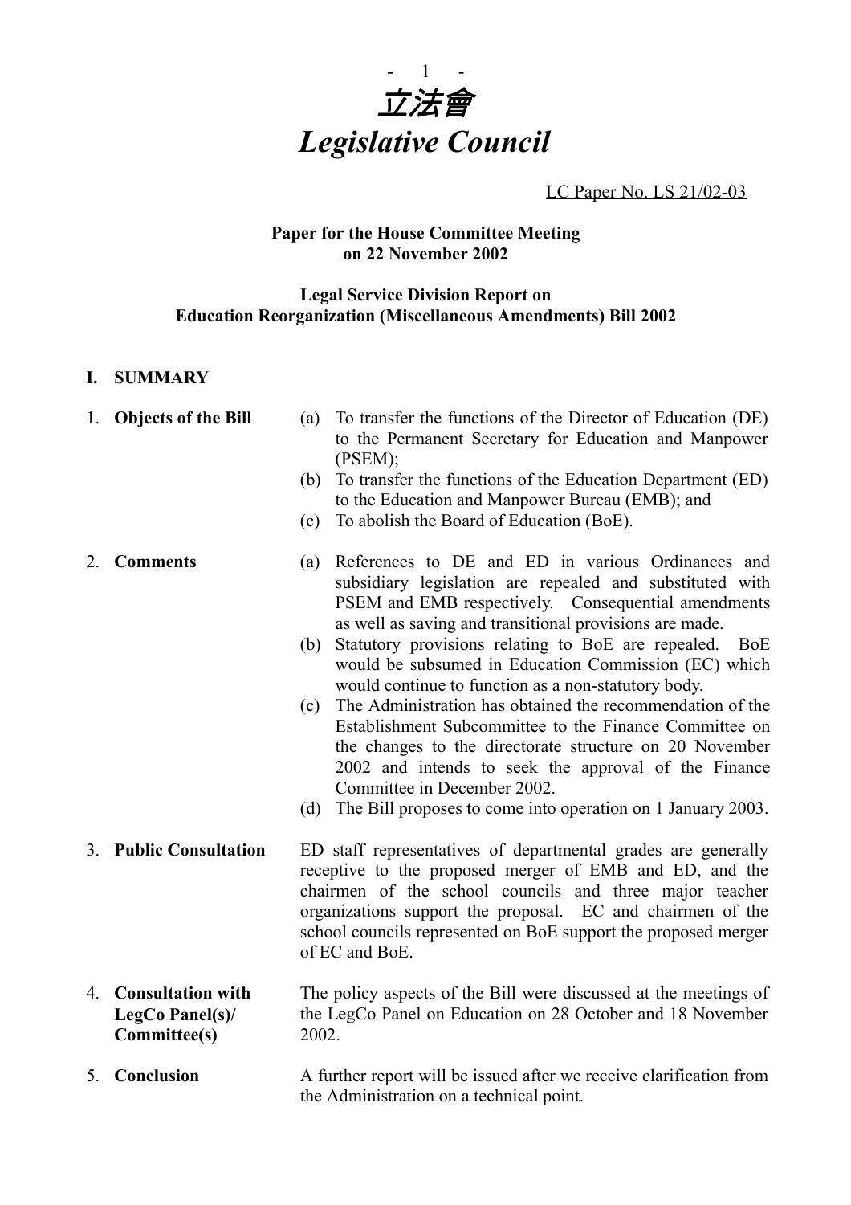# 立法會
# *Legislative Council*

LC Paper No. LS 21/02-03

**Paper for the House Committee Meeting on 22 November 2002**

**Legal Service Division Report on Education Reorganization (Miscellaneous Amendments) Bill 2002**

## I. SUMMARY

1. **Objects of the Bill**
   - (a) To transfer the functions of the Director of Education (DE) to the Permanent Secretary for Education and Manpower (PSEM);
   - (b) To transfer the functions of the Education Department (ED) to the Education and Manpower Bureau (EMB); and
   - (c) To abolish the Board of Education (BoE).

2. **Comments**
   - (a) References to DE and ED in various Ordinances and subsidiary legislation are repealed and substituted with PSEM and EMB respectively. Consequential amendments as well as saving and transitional provisions are made.
   - (b) Statutory provisions relating to BoE are repealed. BoE would be subsumed in Education Commission (EC) which would continue to function as a non-statutory body.
   - (c) The Administration has obtained the recommendation of the Establishment Subcommittee to the Finance Committee on the changes to the directorate structure on 20 November 2002 and intends to seek the approval of the Finance Committee in December 2002.
   - (d) The Bill proposes to come into operation on 1 January 2003.

3. **Public Consultation**
   ED staff representatives of departmental grades are generally receptive to the proposed merger of EMB and ED, and the chairmen of the school councils and three major teacher organizations support the proposal. EC and chairmen of the school councils represented on BoE support the proposed merger of EC and BoE.

4. **Consultation with LegCo Panel(s)/ Committee(s)**
   The policy aspects of the Bill were discussed at the meetings of the LegCo Panel on Education on 28 October and 18 November 2002.

5. **Conclusion**
   A further report will be issued after we receive clarification from the Administration on a technical point.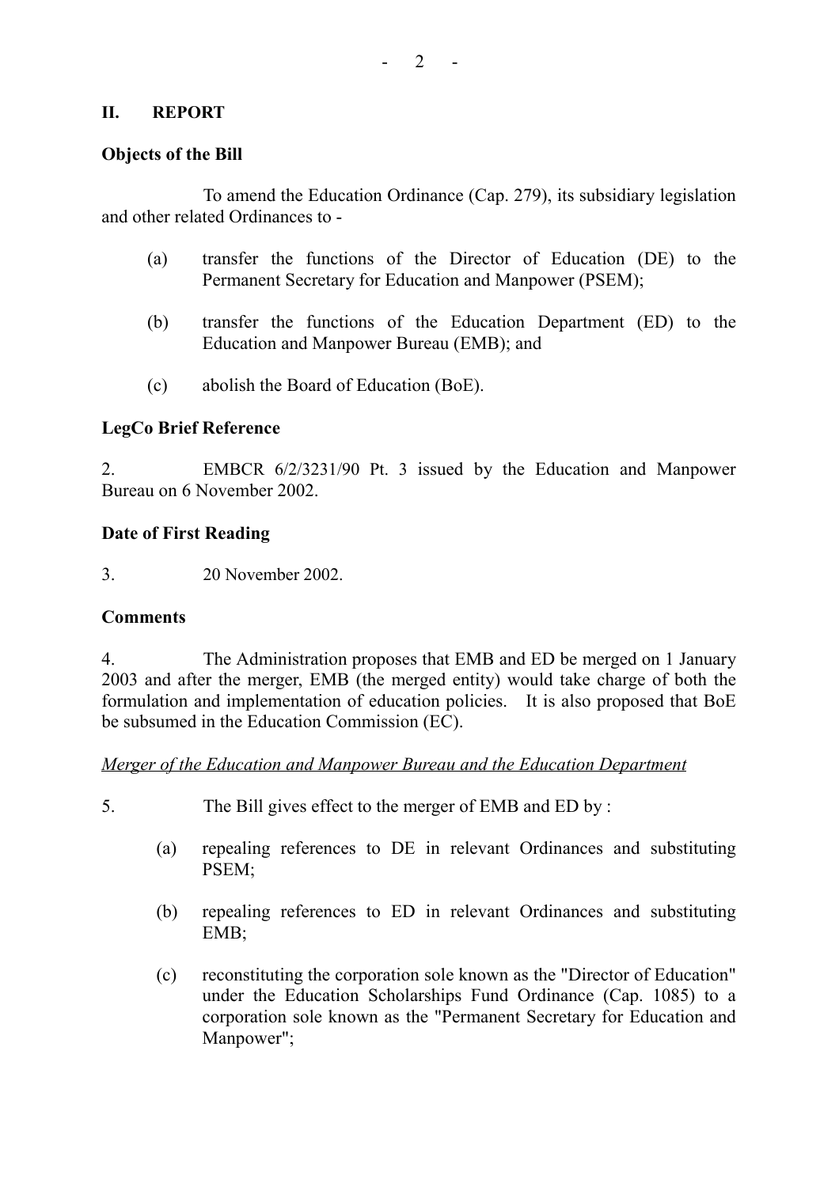## II. REPORT

### Objects of the Bill

To amend the Education Ordinance (Cap. 279), its subsidiary legislation and other related Ordinances to -

(a) transfer the functions of the Director of Education (DE) to the Permanent Secretary for Education and Manpower (PSEM);

(b) transfer the functions of the Education Department (ED) to the Education and Manpower Bureau (EMB); and

(c) abolish the Board of Education (BoE).

### LegCo Brief Reference

2. EMBCR 6/2/3231/90 Pt. 3 issued by the Education and Manpower Bureau on 6 November 2002.

### Date of First Reading

3. 20 November 2002.

### Comments

4. The Administration proposes that EMB and ED be merged on 1 January 2003 and after the merger, EMB (the merged entity) would take charge of both the formulation and implementation of education policies. It is also proposed that BoE be subsumed in the Education Commission (EC).

*Merger of the Education and Manpower Bureau and the Education Department*

5. The Bill gives effect to the merger of EMB and ED by :

(a) repealing references to DE in relevant Ordinances and substituting PSEM;

(b) repealing references to ED in relevant Ordinances and substituting EMB;

(c) reconstituting the corporation sole known as the "Director of Education" under the Education Scholarships Fund Ordinance (Cap. 1085) to a corporation sole known as the "Permanent Secretary for Education and Manpower";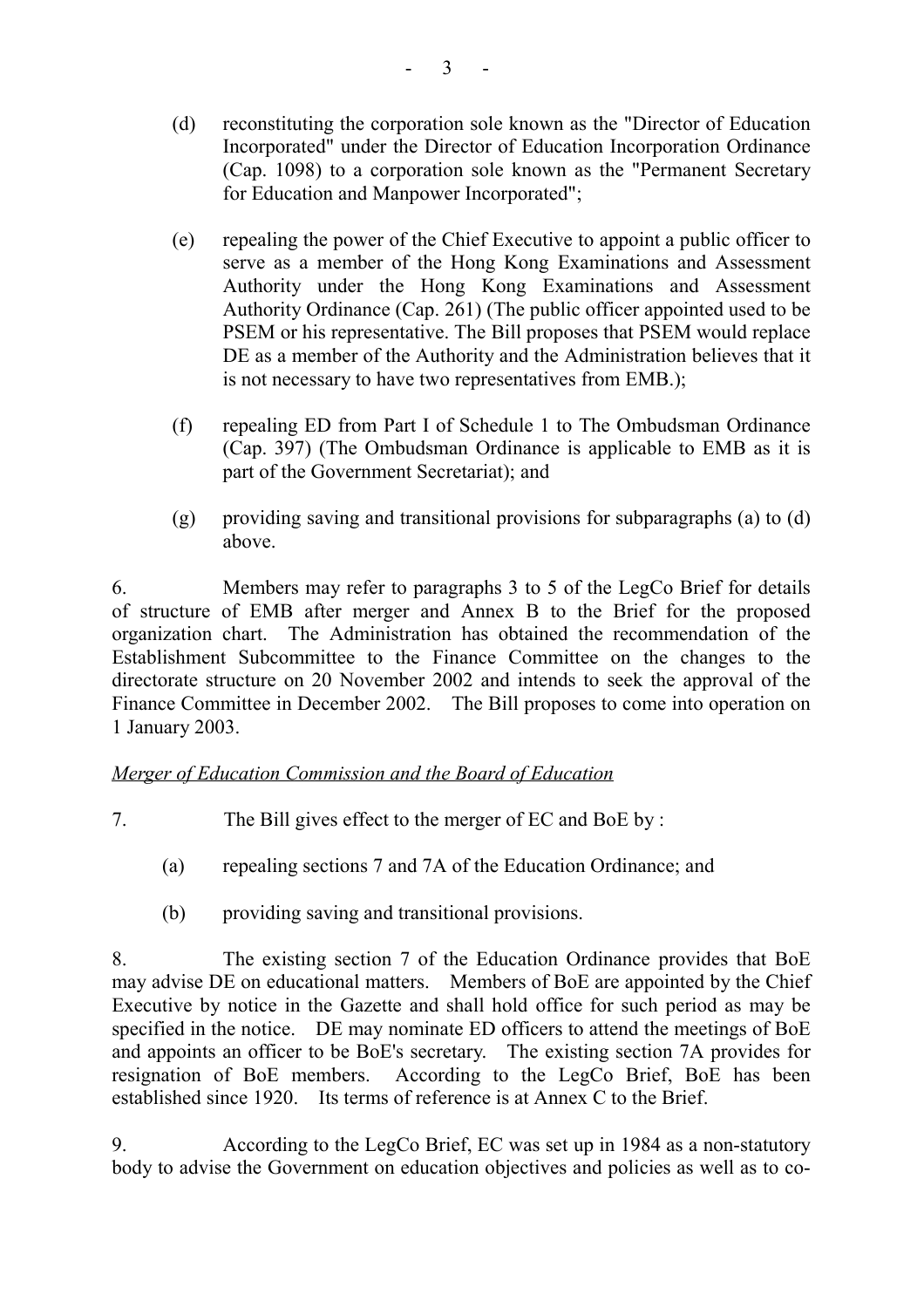(d) reconstituting the corporation sole known as the "Director of Education Incorporated" under the Director of Education Incorporation Ordinance (Cap. 1098) to a corporation sole known as the "Permanent Secretary for Education and Manpower Incorporated";

(e) repealing the power of the Chief Executive to appoint a public officer to serve as a member of the Hong Kong Examinations and Assessment Authority under the Hong Kong Examinations and Assessment Authority Ordinance (Cap. 261) (The public officer appointed used to be PSEM or his representative. The Bill proposes that PSEM would replace DE as a member of the Authority and the Administration believes that it is not necessary to have two representatives from EMB.);

(f) repealing ED from Part I of Schedule 1 to The Ombudsman Ordinance (Cap. 397) (The Ombudsman Ordinance is applicable to EMB as it is part of the Government Secretariat); and

(g) providing saving and transitional provisions for subparagraphs (a) to (d) above.

6. Members may refer to paragraphs 3 to 5 of the LegCo Brief for details of structure of EMB after merger and Annex B to the Brief for the proposed organization chart. The Administration has obtained the recommendation of the Establishment Subcommittee to the Finance Committee on the changes to the directorate structure on 20 November 2002 and intends to seek the approval of the Finance Committee in December 2002. The Bill proposes to come into operation on 1 January 2003.

*Merger of Education Commission and the Board of Education*

7. The Bill gives effect to the merger of EC and BoE by :

(a) repealing sections 7 and 7A of the Education Ordinance; and

(b) providing saving and transitional provisions.

8. The existing section 7 of the Education Ordinance provides that BoE may advise DE on educational matters. Members of BoE are appointed by the Chief Executive by notice in the Gazette and shall hold office for such period as may be specified in the notice. DE may nominate ED officers to attend the meetings of BoE and appoints an officer to be BoE's secretary. The existing section 7A provides for resignation of BoE members. According to the LegCo Brief, BoE has been established since 1920. Its terms of reference is at Annex C to the Brief.

9. According to the LegCo Brief, EC was set up in 1984 as a non-statutory body to advise the Government on education objectives and policies as well as to co-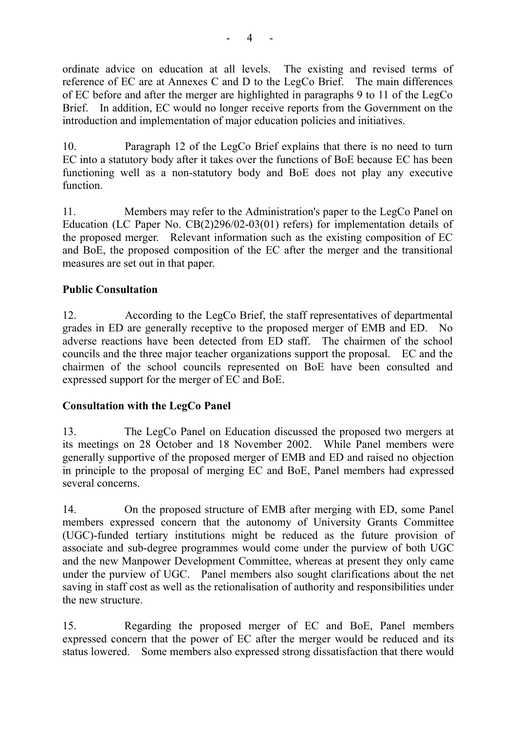ordinate advice on education at all levels. The existing and revised terms of reference of EC are at Annexes C and D to the LegCo Brief. The main differences of EC before and after the merger are highlighted in paragraphs 9 to 11 of the LegCo Brief. In addition, EC would no longer receive reports from the Government on the introduction and implementation of major education policies and initiatives.

10. Paragraph 12 of the LegCo Brief explains that there is no need to turn EC into a statutory body after it takes over the functions of BoE because EC has been functioning well as a non-statutory body and BoE does not play any executive function.

11. Members may refer to the Administration's paper to the LegCo Panel on Education (LC Paper No. CB(2)296/02-03(01) refers) for implementation details of the proposed merger. Relevant information such as the existing composition of EC and BoE, the proposed composition of the EC after the merger and the transitional measures are set out in that paper.

**Public Consultation**

12. According to the LegCo Brief, the staff representatives of departmental grades in ED are generally receptive to the proposed merger of EMB and ED. No adverse reactions have been detected from ED staff. The chairmen of the school councils and the three major teacher organizations support the proposal. EC and the chairmen of the school councils represented on BoE have been consulted and expressed support for the merger of EC and BoE.

**Consultation with the LegCo Panel**

13. The LegCo Panel on Education discussed the proposed two mergers at its meetings on 28 October and 18 November 2002. While Panel members were generally supportive of the proposed merger of EMB and ED and raised no objection in principle to the proposal of merging EC and BoE, Panel members had expressed several concerns.

14. On the proposed structure of EMB after merging with ED, some Panel members expressed concern that the autonomy of University Grants Committee (UGC)-funded tertiary institutions might be reduced as the future provision of associate and sub-degree programmes would come under the purview of both UGC and the new Manpower Development Committee, whereas at present they only came under the purview of UGC. Panel members also sought clarifications about the net saving in staff cost as well as the retionalisation of authority and responsibilities under the new structure.

15. Regarding the proposed merger of EC and BoE, Panel members expressed concern that the power of EC after the merger would be reduced and its status lowered. Some members also expressed strong dissatisfaction that there would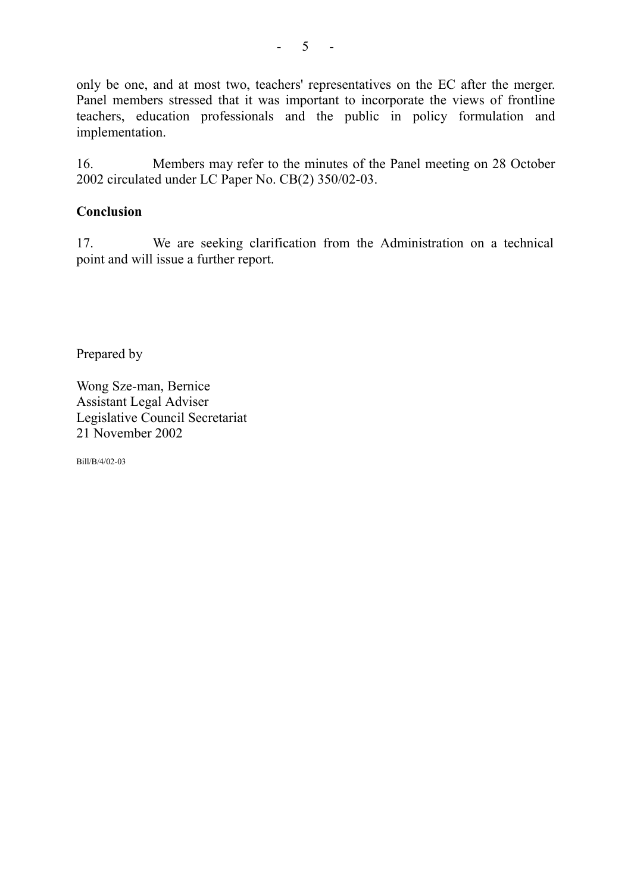only be one, and at most two, teachers' representatives on the EC after the merger. Panel members stressed that it was important to incorporate the views of frontline teachers, education professionals and the public in policy formulation and implementation.

16. Members may refer to the minutes of the Panel meeting on 28 October 2002 circulated under LC Paper No. CB(2) 350/02-03.

**Conclusion**

17. We are seeking clarification from the Administration on a technical point and will issue a further report.

Prepared by

Wong Sze-man, Bernice
Assistant Legal Adviser
Legislative Council Secretariat
21 November 2002

Bill/B/4/02-03